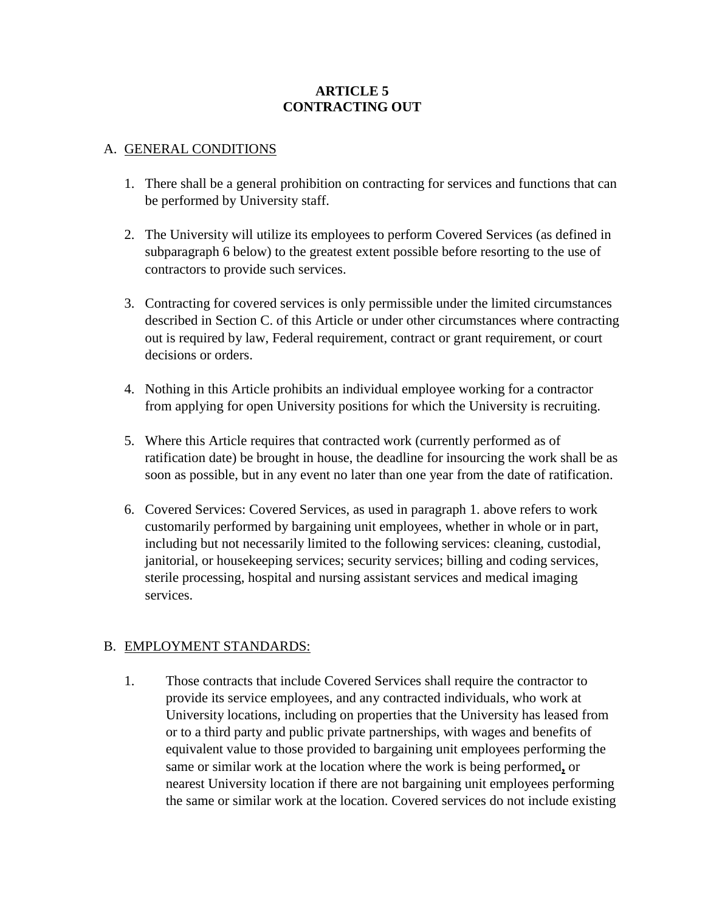# ARTICLE 5
# CONTRACTING OUT

A. <u>GENERAL CONDITIONS</u>

1. There shall be a general prohibition on contracting for services and functions that can be performed by University staff.

2. The University will utilize its employees to perform Covered Services (as defined in subparagraph 6 below) to the greatest extent possible before resorting to the use of contractors to provide such services.

3. Contracting for covered services is only permissible under the limited circumstances described in Section C. of this Article or under other circumstances where contracting out is required by law, Federal requirement, contract or grant requirement, or court decisions or orders.

4. Nothing in this Article prohibits an individual employee working for a contractor from applying for open University positions for which the University is recruiting.

5. Where this Article requires that contracted work (currently performed as of ratification date) be brought in house, the deadline for insourcing the work shall be as soon as possible, but in any event no later than one year from the date of ratification.

6. Covered Services: Covered Services, as used in paragraph 1. above refers to work customarily performed by bargaining unit employees, whether in whole or in part, including but not necessarily limited to the following services: cleaning, custodial, janitorial, or housekeeping services; security services; billing and coding services, sterile processing, hospital and nursing assistant services and medical imaging services.

B. <u>EMPLOYMENT STANDARDS:</u>

1. Those contracts that include Covered Services shall require the contractor to provide its service employees, and any contracted individuals, who work at University locations, including on properties that the University has leased from or to a third party and public private partnerships, with wages and benefits of equivalent value to those provided to bargaining unit employees performing the same or similar work at the location where the work is being performed**,** or nearest University location if there are not bargaining unit employees performing the same or similar work at the location. Covered services do not include existing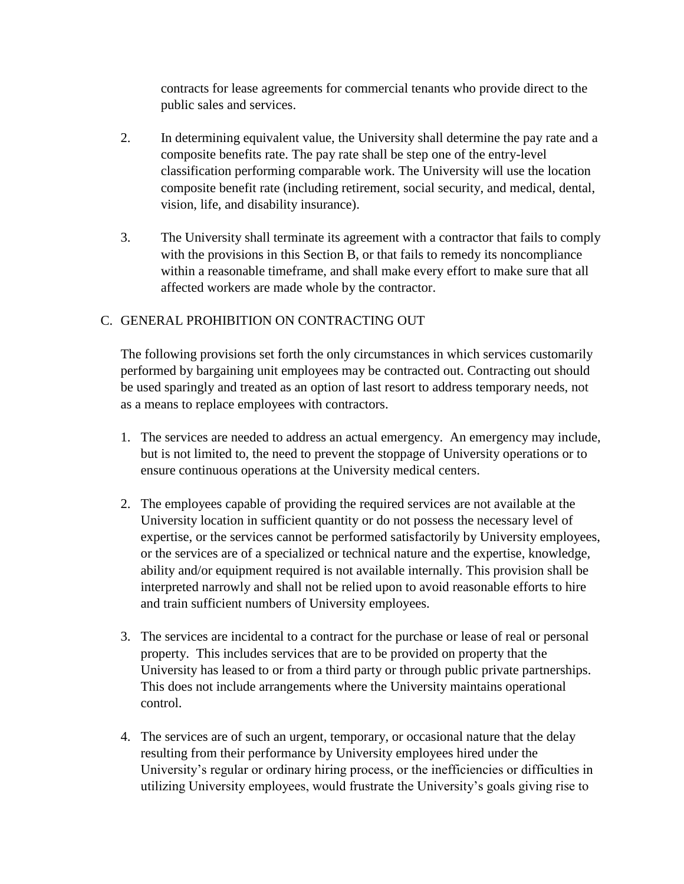contracts for lease agreements for commercial tenants who provide direct to the public sales and services.

2. In determining equivalent value, the University shall determine the pay rate and a composite benefits rate. The pay rate shall be step one of the entry-level classification performing comparable work. The University will use the location composite benefit rate (including retirement, social security, and medical, dental, vision, life, and disability insurance).

3. The University shall terminate its agreement with a contractor that fails to comply with the provisions in this Section B, or that fails to remedy its noncompliance within a reasonable timeframe, and shall make every effort to make sure that all affected workers are made whole by the contractor.

C. GENERAL PROHIBITION ON CONTRACTING OUT

The following provisions set forth the only circumstances in which services customarily performed by bargaining unit employees may be contracted out. Contracting out should be used sparingly and treated as an option of last resort to address temporary needs, not as a means to replace employees with contractors.

1. The services are needed to address an actual emergency. An emergency may include, but is not limited to, the need to prevent the stoppage of University operations or to ensure continuous operations at the University medical centers.

2. The employees capable of providing the required services are not available at the University location in sufficient quantity or do not possess the necessary level of expertise, or the services cannot be performed satisfactorily by University employees, or the services are of a specialized or technical nature and the expertise, knowledge, ability and/or equipment required is not available internally. This provision shall be interpreted narrowly and shall not be relied upon to avoid reasonable efforts to hire and train sufficient numbers of University employees.

3. The services are incidental to a contract for the purchase or lease of real or personal property. This includes services that are to be provided on property that the University has leased to or from a third party or through public private partnerships. This does not include arrangements where the University maintains operational control.

4. The services are of such an urgent, temporary, or occasional nature that the delay resulting from their performance by University employees hired under the University's regular or ordinary hiring process, or the inefficiencies or difficulties in utilizing University employees, would frustrate the University's goals giving rise to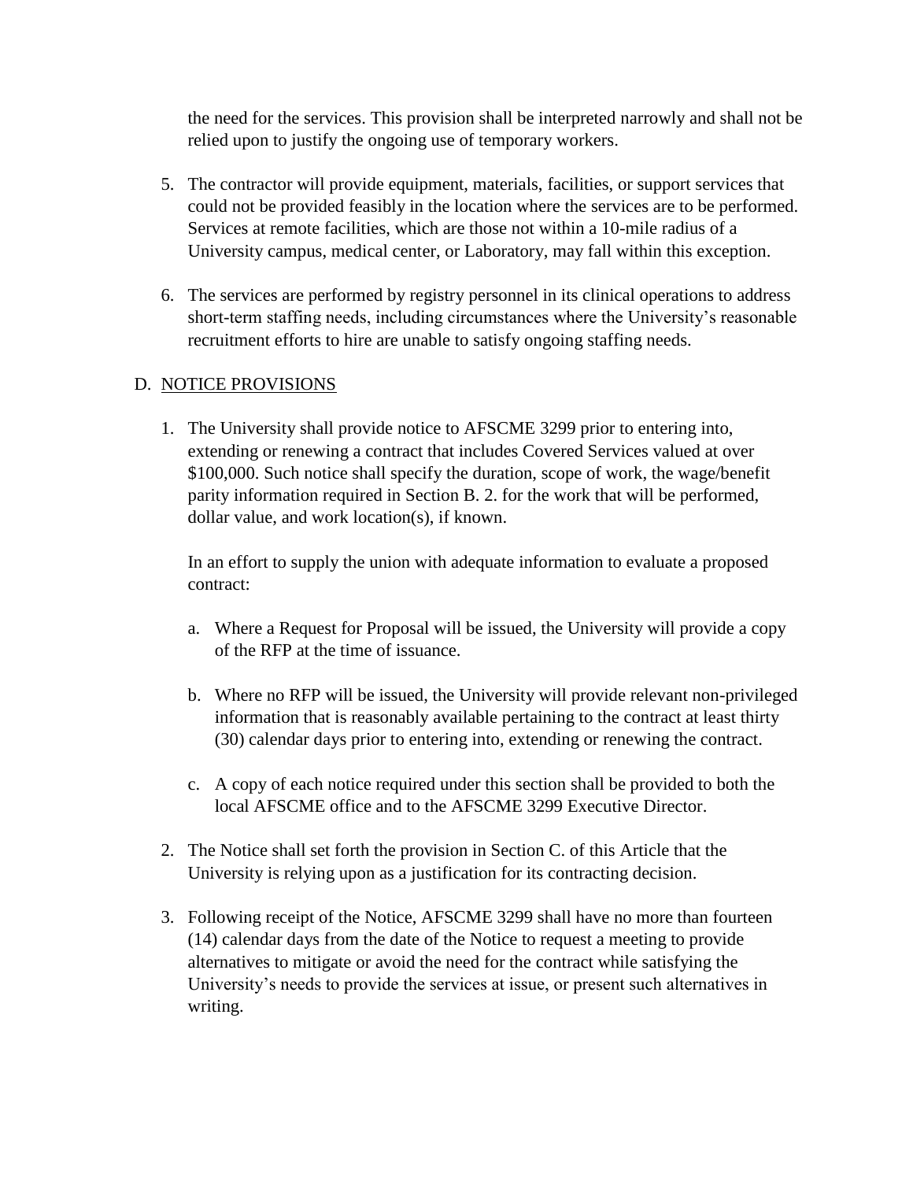the need for the services. This provision shall be interpreted narrowly and shall not be relied upon to justify the ongoing use of temporary workers.

5. The contractor will provide equipment, materials, facilities, or support services that could not be provided feasibly in the location where the services are to be performed. Services at remote facilities, which are those not within a 10-mile radius of a University campus, medical center, or Laboratory, may fall within this exception.

6. The services are performed by registry personnel in its clinical operations to address short-term staffing needs, including circumstances where the University's reasonable recruitment efforts to hire are unable to satisfy ongoing staffing needs.

D. <u>NOTICE PROVISIONS</u>

1. The University shall provide notice to AFSCME 3299 prior to entering into, extending or renewing a contract that includes Covered Services valued at over $100,000. Such notice shall specify the duration, scope of work, the wage/benefit parity information required in Section B. 2. for the work that will be performed, dollar value, and work location(s), if known.

   In an effort to supply the union with adequate information to evaluate a proposed contract:

   a. Where a Request for Proposal will be issued, the University will provide a copy of the RFP at the time of issuance.

   b. Where no RFP will be issued, the University will provide relevant non-privileged information that is reasonably available pertaining to the contract at least thirty (30) calendar days prior to entering into, extending or renewing the contract.

   c. A copy of each notice required under this section shall be provided to both the local AFSCME office and to the AFSCME 3299 Executive Director.

2. The Notice shall set forth the provision in Section C. of this Article that the University is relying upon as a justification for its contracting decision.

3. Following receipt of the Notice, AFSCME 3299 shall have no more than fourteen (14) calendar days from the date of the Notice to request a meeting to provide alternatives to mitigate or avoid the need for the contract while satisfying the University's needs to provide the services at issue, or present such alternatives in writing.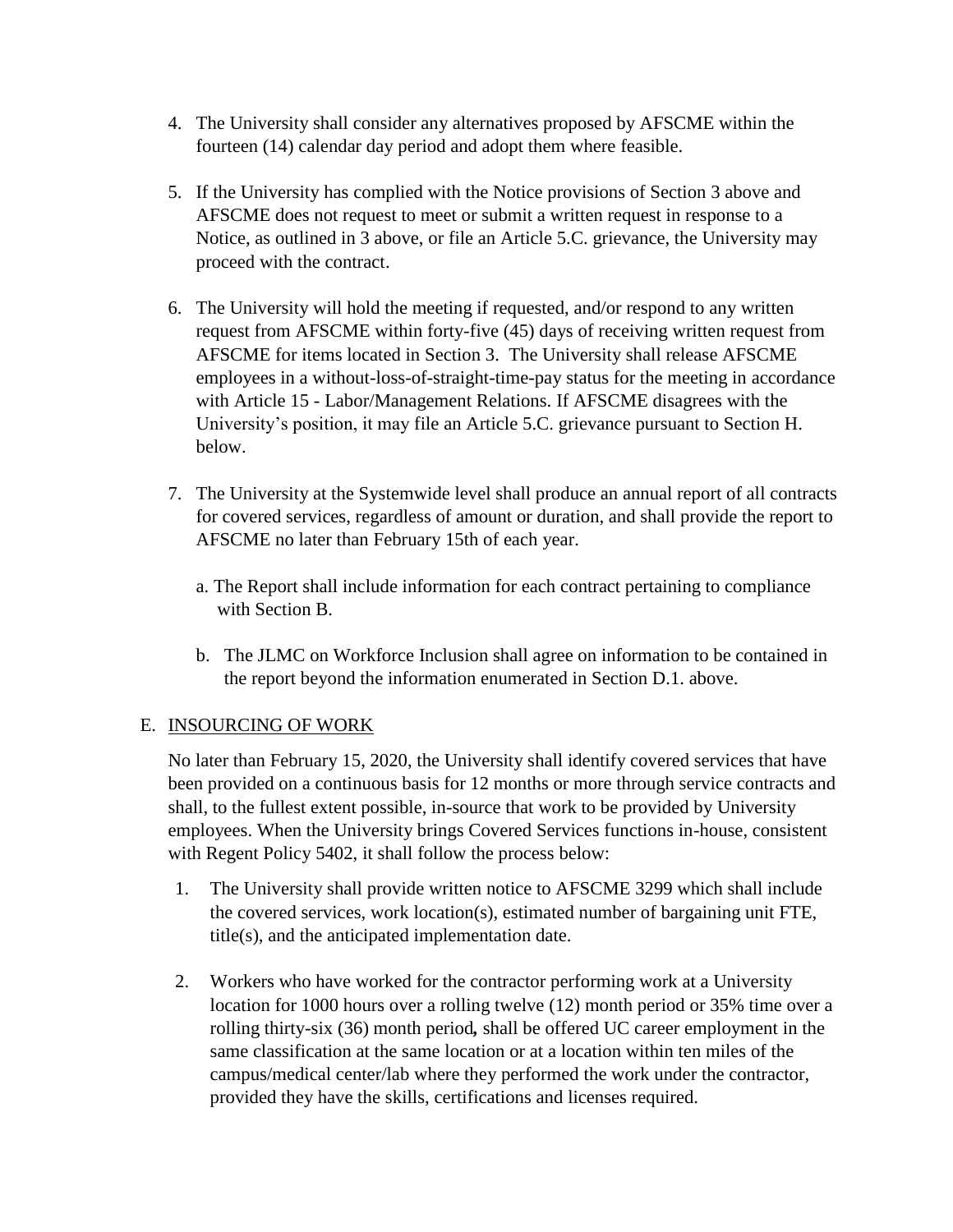4. The University shall consider any alternatives proposed by AFSCME within the fourteen (14) calendar day period and adopt them where feasible.

5. If the University has complied with the Notice provisions of Section 3 above and AFSCME does not request to meet or submit a written request in response to a Notice, as outlined in 3 above, or file an Article 5.C. grievance, the University may proceed with the contract.

6. The University will hold the meeting if requested, and/or respond to any written request from AFSCME within forty-five (45) days of receiving written request from AFSCME for items located in Section 3. The University shall release AFSCME employees in a without-loss-of-straight-time-pay status for the meeting in accordance with Article 15 - Labor/Management Relations. If AFSCME disagrees with the University's position, it may file an Article 5.C. grievance pursuant to Section H. below.

7. The University at the Systemwide level shall produce an annual report of all contracts for covered services, regardless of amount or duration, and shall provide the report to AFSCME no later than February 15th of each year.

   a. The Report shall include information for each contract pertaining to compliance with Section B.

   b. The JLMC on Workforce Inclusion shall agree on information to be contained in the report beyond the information enumerated in Section D.1. above.

E. INSOURCING OF WORK

No later than February 15, 2020, the University shall identify covered services that have been provided on a continuous basis for 12 months or more through service contracts and shall, to the fullest extent possible, in-source that work to be provided by University employees. When the University brings Covered Services functions in-house, consistent with Regent Policy 5402, it shall follow the process below:

1. The University shall provide written notice to AFSCME 3299 which shall include the covered services, work location(s), estimated number of bargaining unit FTE, title(s), and the anticipated implementation date.

2. Workers who have worked for the contractor performing work at a University location for 1000 hours over a rolling twelve (12) month period or 35% time over a rolling thirty-six (36) month period**,** shall be offered UC career employment in the same classification at the same location or at a location within ten miles of the campus/medical center/lab where they performed the work under the contractor, provided they have the skills, certifications and licenses required.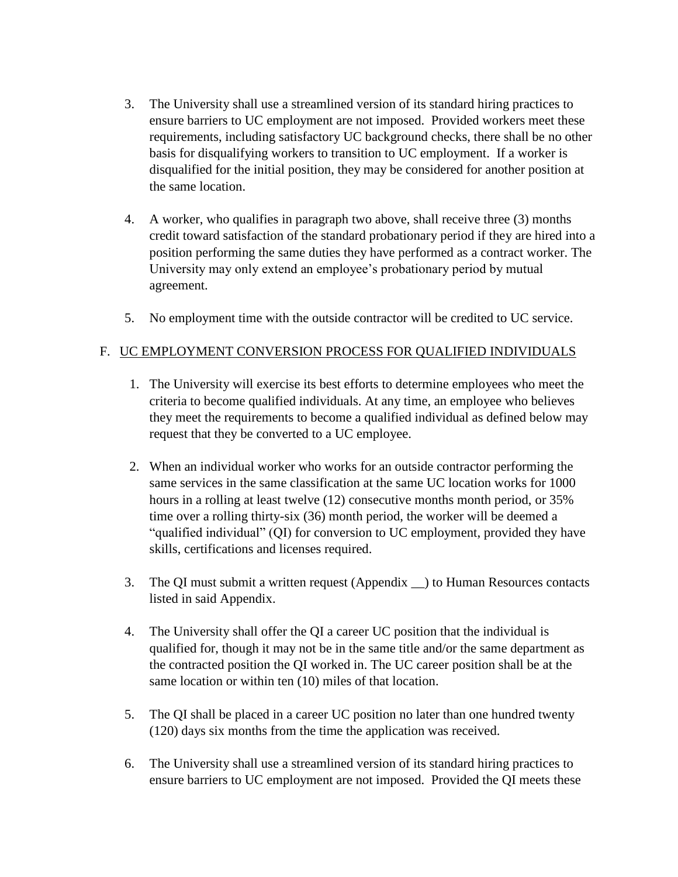3. The University shall use a streamlined version of its standard hiring practices to ensure barriers to UC employment are not imposed. Provided workers meet these requirements, including satisfactory UC background checks, there shall be no other basis for disqualifying workers to transition to UC employment. If a worker is disqualified for the initial position, they may be considered for another position at the same location.

4. A worker, who qualifies in paragraph two above, shall receive three (3) months credit toward satisfaction of the standard probationary period if they are hired into a position performing the same duties they have performed as a contract worker. The University may only extend an employee's probationary period by mutual agreement.

5. No employment time with the outside contractor will be credited to UC service.

F. UC EMPLOYMENT CONVERSION PROCESS FOR QUALIFIED INDIVIDUALS

1. The University will exercise its best efforts to determine employees who meet the criteria to become qualified individuals. At any time, an employee who believes they meet the requirements to become a qualified individual as defined below may request that they be converted to a UC employee.

2. When an individual worker who works for an outside contractor performing the same services in the same classification at the same UC location works for 1000 hours in a rolling at least twelve (12) consecutive months month period, or 35% time over a rolling thirty-six (36) month period, the worker will be deemed a "qualified individual" (QI) for conversion to UC employment, provided they have skills, certifications and licenses required.

3. The QI must submit a written request (Appendix __) to Human Resources contacts listed in said Appendix.

4. The University shall offer the QI a career UC position that the individual is qualified for, though it may not be in the same title and/or the same department as the contracted position the QI worked in. The UC career position shall be at the same location or within ten (10) miles of that location.

5. The QI shall be placed in a career UC position no later than one hundred twenty (120) days six months from the time the application was received.

6. The University shall use a streamlined version of its standard hiring practices to ensure barriers to UC employment are not imposed. Provided the QI meets these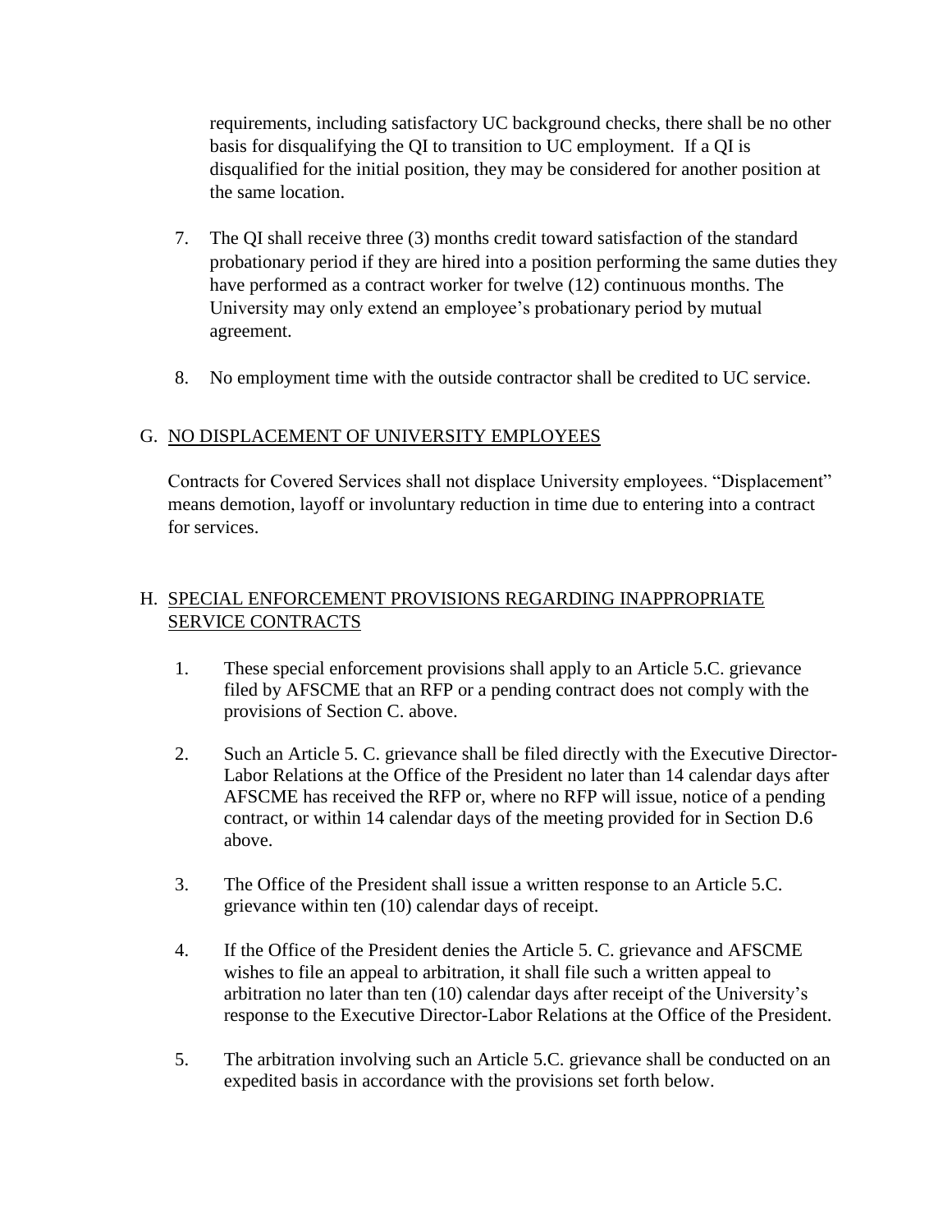requirements, including satisfactory UC background checks, there shall be no other basis for disqualifying the QI to transition to UC employment. If a QI is disqualified for the initial position, they may be considered for another position at the same location.

7. The QI shall receive three (3) months credit toward satisfaction of the standard probationary period if they are hired into a position performing the same duties they have performed as a contract worker for twelve (12) continuous months. The University may only extend an employee's probationary period by mutual agreement.

8. No employment time with the outside contractor shall be credited to UC service.

G. <u>NO DISPLACEMENT OF UNIVERSITY EMPLOYEES</u>

Contracts for Covered Services shall not displace University employees. "Displacement" means demotion, layoff or involuntary reduction in time due to entering into a contract for services.

H. <u>SPECIAL ENFORCEMENT PROVISIONS REGARDING INAPPROPRIATE SERVICE CONTRACTS</u>

1. These special enforcement provisions shall apply to an Article 5.C. grievance filed by AFSCME that an RFP or a pending contract does not comply with the provisions of Section C. above.

2. Such an Article 5. C. grievance shall be filed directly with the Executive Director-Labor Relations at the Office of the President no later than 14 calendar days after AFSCME has received the RFP or, where no RFP will issue, notice of a pending contract, or within 14 calendar days of the meeting provided for in Section D.6 above.

3. The Office of the President shall issue a written response to an Article 5.C. grievance within ten (10) calendar days of receipt.

4. If the Office of the President denies the Article 5. C. grievance and AFSCME wishes to file an appeal to arbitration, it shall file such a written appeal to arbitration no later than ten (10) calendar days after receipt of the University's response to the Executive Director-Labor Relations at the Office of the President.

5. The arbitration involving such an Article 5.C. grievance shall be conducted on an expedited basis in accordance with the provisions set forth below.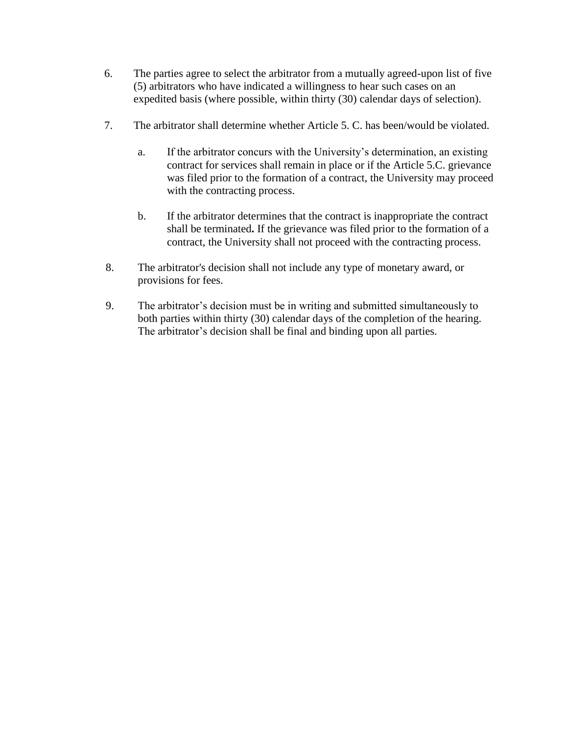6. The parties agree to select the arbitrator from a mutually agreed-upon list of five (5) arbitrators who have indicated a willingness to hear such cases on an expedited basis (where possible, within thirty (30) calendar days of selection).

7. The arbitrator shall determine whether Article 5. C. has been/would be violated.

   a. If the arbitrator concurs with the University's determination, an existing contract for services shall remain in place or if the Article 5.C. grievance was filed prior to the formation of a contract, the University may proceed with the contracting process.

   b. If the arbitrator determines that the contract is inappropriate the contract shall be terminated**.** If the grievance was filed prior to the formation of a contract, the University shall not proceed with the contracting process.

8. The arbitrator's decision shall not include any type of monetary award, or provisions for fees.

9. The arbitrator's decision must be in writing and submitted simultaneously to both parties within thirty (30) calendar days of the completion of the hearing. The arbitrator's decision shall be final and binding upon all parties.